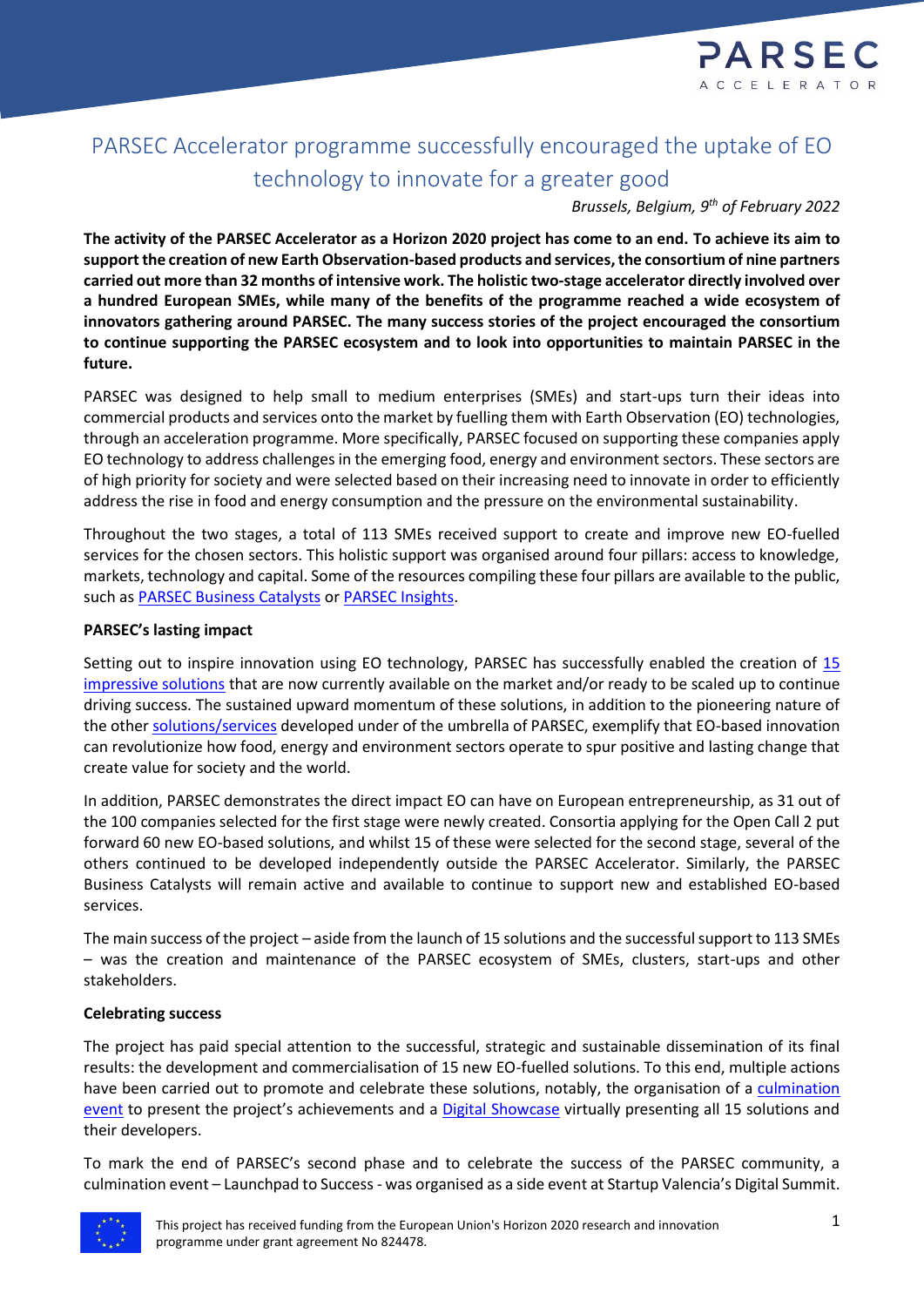# PARSEC Accelerator programme successfully encouraged the uptake of EO technology to innovate for a greater good

*Brussels, Belgium, 9th of February 2022*

**The activity of the PARSEC Accelerator as a Horizon 2020 project has come to an end. To achieve its aim to support the creation of new Earth Observation-based products and services, the consortium of nine partners carried out more than 32 months of intensive work. The holistic two-stage accelerator directly involved over a hundred European SMEs, while many of the benefits of the programme reached a wide ecosystem of innovators gathering around PARSEC. The many success stories of the project encouraged the consortium to continue supporting the PARSEC ecosystem and to look into opportunities to maintain PARSEC in the future.**

PARSEC was designed to help small to medium enterprises (SMEs) and start-ups turn their ideas into commercial products and services onto the market by fuelling them with Earth Observation (EO) technologies, through an acceleration programme. More specifically, PARSEC focused on supporting these companies apply EO technology to address challenges in the emerging food, energy and environment sectors. These sectors are of high priority for society and were selected based on their increasing need to innovate in order to efficiently address the rise in food and energy consumption and the pressure on the environmental sustainability.

Throughout the two stages, a total of 113 SMEs received support to create and improve new EO-fuelled services for the chosen sectors. This holistic support was organised around four pillars: access to knowledge, markets, technology and capital. Some of the resources compiling these four pillars are available to the public, such as PARSEC Business Catalysts or PARSEC Insights.

**PARSEC's lasting impact**

Setting out to inspire innovation using EO technology, PARSEC has successfully enabled the creation of 15 impressive solutions that are now currently available on the market and/or ready to be scaled up to continue driving success. The sustained upward momentum of these solutions, in addition to the pioneering nature of the other solutions/services developed under of the umbrella of PARSEC, exemplify that EO-based innovation can revolutionize how food, energy and environment sectors operate to spur positive and lasting change that create value for society and the world.

In addition, PARSEC demonstrates the direct impact EO can have on European entrepreneurship, as 31 out of the 100 companies selected for the first stage were newly created. Consortia applying for the Open Call 2 put forward 60 new EO-based solutions, and whilst 15 of these were selected for the second stage, several of the others continued to be developed independently outside the PARSEC Accelerator. Similarly, the PARSEC Business Catalysts will remain active and available to continue to support new and established EO-based services.

The main success of the project – aside from the launch of 15 solutions and the successful support to 113 SMEs – was the creation and maintenance of the PARSEC ecosystem of SMEs, clusters, start-ups and other stakeholders.

**Celebrating success**

The project has paid special attention to the successful, strategic and sustainable dissemination of its final results: the development and commercialisation of 15 new EO-fuelled solutions. To this end, multiple actions have been carried out to promote and celebrate these solutions, notably, the organisation of a culmination event to present the project's achievements and a Digital Showcase virtually presenting all 15 solutions and their developers.

To mark the end of PARSEC's second phase and to celebrate the success of the PARSEC community, a culmination event – Launchpad to Success - was organised as a side event at Startup Valencia's Digital Summit.

This project has received funding from the European Union's Horizon 2020 research and innovation programme under grant agreement No 824478.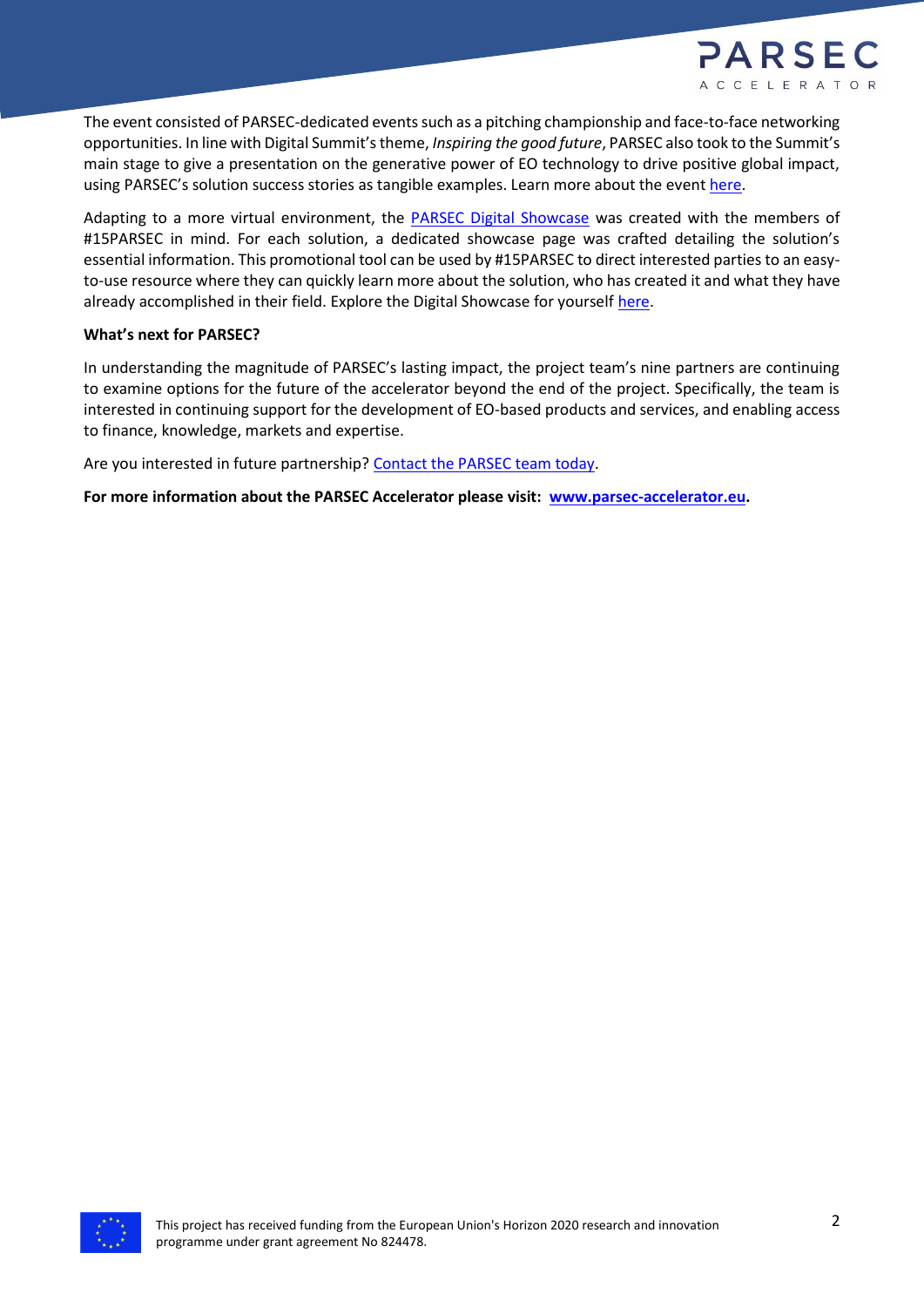The event consisted of PARSEC-dedicated events such as a pitching championship and face-to-face networking opportunities. In line with Digital Summit's theme, *Inspiring the good future*, PARSEC also took to the Summit's main stage to give a presentation on the generative power of EO technology to drive positive global impact, using PARSEC's solution success stories as tangible examples. Learn more about the event here.

Adapting to a more virtual environment, the PARSEC Digital Showcase was created with the members of #15PARSEC in mind. For each solution, a dedicated showcase page was crafted detailing the solution's essential information. This promotional tool can be used by #15PARSEC to direct interested parties to an easy-to-use resource where they can quickly learn more about the solution, who has created it and what they have already accomplished in their field. Explore the Digital Showcase for yourself here.

**What's next for PARSEC?**

In understanding the magnitude of PARSEC's lasting impact, the project team's nine partners are continuing to examine options for the future of the accelerator beyond the end of the project. Specifically, the team is interested in continuing support for the development of EO-based products and services, and enabling access to finance, knowledge, markets and expertise.

Are you interested in future partnership? Contact the PARSEC team today.

**For more information about the PARSEC Accelerator please visit: www.parsec-accelerator.eu.**

This project has received funding from the European Union's Horizon 2020 research and innovation programme under grant agreement No 824478.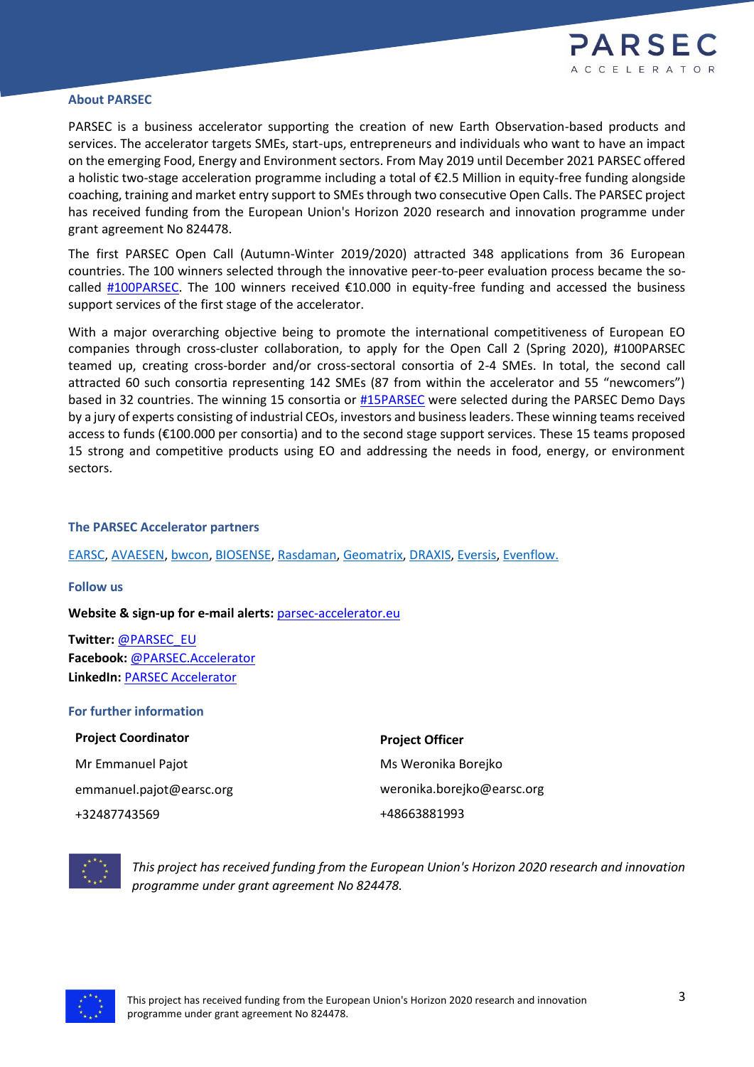## About PARSEC

PARSEC is a business accelerator supporting the creation of new Earth Observation-based products and services. The accelerator targets SMEs, start-ups, entrepreneurs and individuals who want to have an impact on the emerging Food, Energy and Environment sectors. From May 2019 until December 2021 PARSEC offered a holistic two-stage acceleration programme including a total of €2.5 Million in equity-free funding alongside coaching, training and market entry support to SMEs through two consecutive Open Calls. The PARSEC project has received funding from the European Union's Horizon 2020 research and innovation programme under grant agreement No 824478.

The first PARSEC Open Call (Autumn-Winter 2019/2020) attracted 348 applications from 36 European countries. The 100 winners selected through the innovative peer-to-peer evaluation process became the so-called #100PARSEC. The 100 winners received €10.000 in equity-free funding and accessed the business support services of the first stage of the accelerator.

With a major overarching objective being to promote the international competitiveness of European EO companies through cross-cluster collaboration, to apply for the Open Call 2 (Spring 2020), #100PARSEC teamed up, creating cross-border and/or cross-sectoral consortia of 2-4 SMEs. In total, the second call attracted 60 such consortia representing 142 SMEs (87 from within the accelerator and 55 "newcomers") based in 32 countries. The winning 15 consortia or #15PARSEC were selected during the PARSEC Demo Days by a jury of experts consisting of industrial CEOs, investors and business leaders. These winning teams received access to funds (€100.000 per consortia) and to the second stage support services. These 15 teams proposed 15 strong and competitive products using EO and addressing the needs in food, energy, or environment sectors.

## The PARSEC Accelerator partners

EARSC, AVAESEN, bwcon, BIOSENSE, Rasdaman, Geomatrix, DRAXIS, Eversis, Evenflow.

## Follow us

**Website & sign-up for e-mail alerts:** parsec-accelerator.eu

**Twitter:** @PARSEC_EU
**Facebook:** @PARSEC.Accelerator
**LinkedIn:** PARSEC Accelerator

## For further information

| **Project Coordinator** | **Project Officer** |
|---|---|
| Mr Emmanuel Pajot | Ms Weronika Borejko |
| emmanuel.pajot@earsc.org | weronika.borejko@earsc.org |
| +32487743569 | +48663881993 |

*This project has received funding from the European Union's Horizon 2020 research and innovation programme under grant agreement No 824478.*